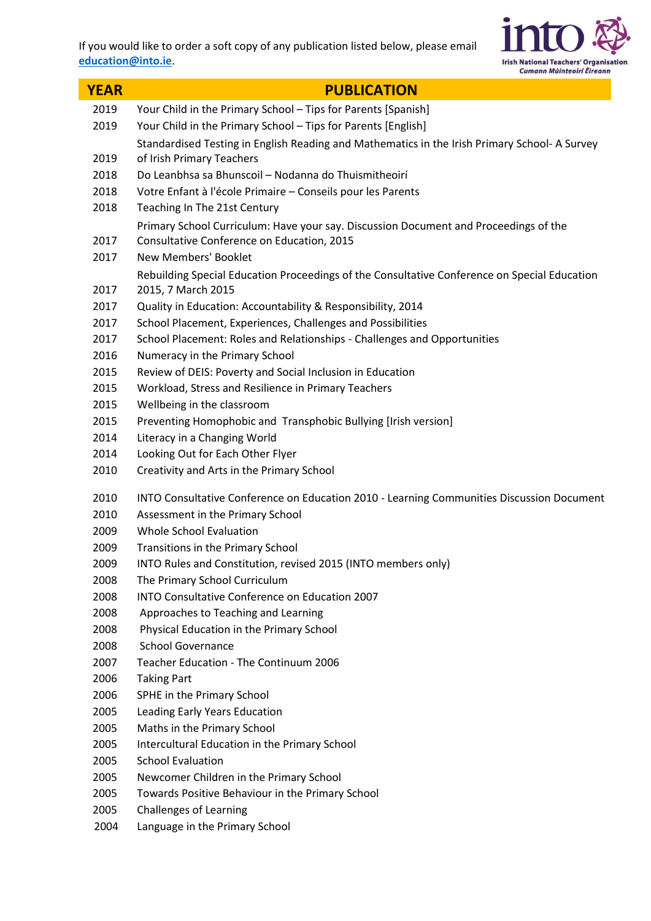If you would like to order a soft copy of any publication listed below, please email **education@into.ie**.

Irish National Teachers' Organisation
*Cumann Múinteoirí Éireann*

| YEAR | PUBLICATION |
| --- | --- |
| 2019 | Your Child in the Primary School – Tips for Parents [Spanish] |
| 2019 | Your Child in the Primary School – Tips for Parents [English] |
| 2019 | Standardised Testing in English Reading and Mathematics in the Irish Primary School- A Survey of Irish Primary Teachers |
| 2018 | Do Leanbhsa sa Bhunscoil – Nodanna do Thuismitheoirí |
| 2018 | Votre Enfant à l'école Primaire – Conseils pour les Parents |
| 2018 | Teaching In The 21st Century |
| 2017 | Primary School Curriculum: Have your say. Discussion Document and Proceedings of the Consultative Conference on Education, 2015 |
| 2017 | New Members' Booklet |
| 2017 | Rebuilding Special Education Proceedings of the Consultative Conference on Special Education 2015, 7 March 2015 |
| 2017 | Quality in Education: Accountability & Responsibility, 2014 |
| 2017 | School Placement, Experiences, Challenges and Possibilities |
| 2017 | School Placement: Roles and Relationships - Challenges and Opportunities |
| 2016 | Numeracy in the Primary School |
| 2015 | Review of DEIS: Poverty and Social Inclusion in Education |
| 2015 | Workload, Stress and Resilience in Primary Teachers |
| 2015 | Wellbeing in the classroom |
| 2015 | Preventing Homophobic and Transphobic Bullying [Irish version] |
| 2014 | Literacy in a Changing World |
| 2014 | Looking Out for Each Other Flyer |
| 2010 | Creativity and Arts in the Primary School |
| 2010 | INTO Consultative Conference on Education 2010 - Learning Communities Discussion Document |
| 2010 | Assessment in the Primary School |
| 2009 | Whole School Evaluation |
| 2009 | Transitions in the Primary School |
| 2009 | INTO Rules and Constitution, revised 2015 (INTO members only) |
| 2008 | The Primary School Curriculum |
| 2008 | INTO Consultative Conference on Education 2007 |
| 2008 | Approaches to Teaching and Learning |
| 2008 | Physical Education in the Primary School |
| 2008 | School Governance |
| 2007 | Teacher Education - The Continuum 2006 |
| 2006 | Taking Part |
| 2006 | SPHE in the Primary School |
| 2005 | Leading Early Years Education |
| 2005 | Maths in the Primary School |
| 2005 | Intercultural Education in the Primary School |
| 2005 | School Evaluation |
| 2005 | Newcomer Children in the Primary School |
| 2005 | Towards Positive Behaviour in the Primary School |
| 2005 | Challenges of Learning |
| 2004 | Language in the Primary School |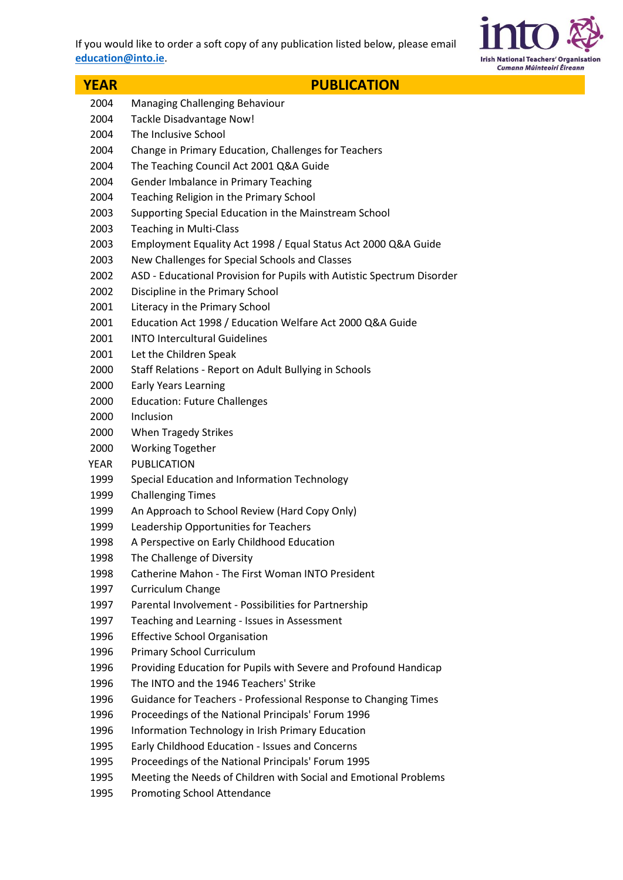If you would like to order a soft copy of any publication listed below, please email **education@into.ie**.

| YEAR | PUBLICATION |
|---|---|
| 2004 | Managing Challenging Behaviour |
| 2004 | Tackle Disadvantage Now! |
| 2004 | The Inclusive School |
| 2004 | Change in Primary Education, Challenges for Teachers |
| 2004 | The Teaching Council Act 2001 Q&A Guide |
| 2004 | Gender Imbalance in Primary Teaching |
| 2004 | Teaching Religion in the Primary School |
| 2003 | Supporting Special Education in the Mainstream School |
| 2003 | Teaching in Multi-Class |
| 2003 | Employment Equality Act 1998 / Equal Status Act 2000 Q&A Guide |
| 2003 | New Challenges for Special Schools and Classes |
| 2002 | ASD - Educational Provision for Pupils with Autistic Spectrum Disorder |
| 2002 | Discipline in the Primary School |
| 2001 | Literacy in the Primary School |
| 2001 | Education Act 1998 / Education Welfare Act 2000 Q&A Guide |
| 2001 | INTO Intercultural Guidelines |
| 2001 | Let the Children Speak |
| 2000 | Staff Relations - Report on Adult Bullying in Schools |
| 2000 | Early Years Learning |
| 2000 | Education: Future Challenges |
| 2000 | Inclusion |
| 2000 | When Tragedy Strikes |
| 2000 | Working Together |
| YEAR | PUBLICATION |
| 1999 | Special Education and Information Technology |
| 1999 | Challenging Times |
| 1999 | An Approach to School Review (Hard Copy Only) |
| 1999 | Leadership Opportunities for Teachers |
| 1998 | A Perspective on Early Childhood Education |
| 1998 | The Challenge of Diversity |
| 1998 | Catherine Mahon - The First Woman INTO President |
| 1997 | Curriculum Change |
| 1997 | Parental Involvement - Possibilities for Partnership |
| 1997 | Teaching and Learning - Issues in Assessment |
| 1996 | Effective School Organisation |
| 1996 | Primary School Curriculum |
| 1996 | Providing Education for Pupils with Severe and Profound Handicap |
| 1996 | The INTO and the 1946 Teachers' Strike |
| 1996 | Guidance for Teachers - Professional Response to Changing Times |
| 1996 | Proceedings of the National Principals' Forum 1996 |
| 1996 | Information Technology in Irish Primary Education |
| 1995 | Early Childhood Education - Issues and Concerns |
| 1995 | Proceedings of the National Principals' Forum 1995 |
| 1995 | Meeting the Needs of Children with Social and Emotional Problems |
| 1995 | Promoting School Attendance |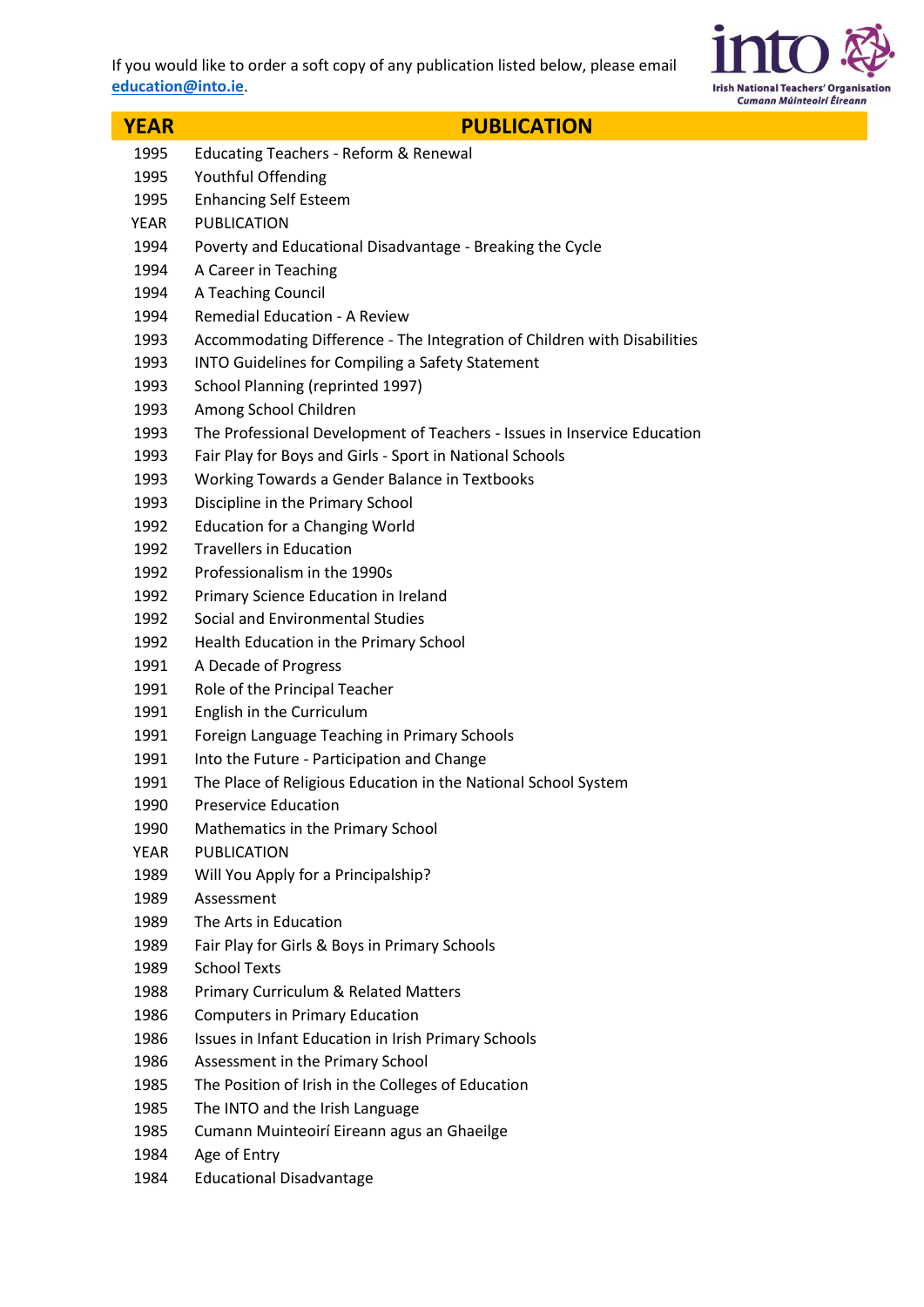If you would like to order a soft copy of any publication listed below, please email **education@into.ie**.

| YEAR | PUBLICATION |
|---|---|
| 1995 | Educating Teachers - Reform & Renewal |
| 1995 | Youthful Offending |
| 1995 | Enhancing Self Esteem |
| YEAR | PUBLICATION |
| 1994 | Poverty and Educational Disadvantage - Breaking the Cycle |
| 1994 | A Career in Teaching |
| 1994 | A Teaching Council |
| 1994 | Remedial Education - A Review |
| 1993 | Accommodating Difference - The Integration of Children with Disabilities |
| 1993 | INTO Guidelines for Compiling a Safety Statement |
| 1993 | School Planning (reprinted 1997) |
| 1993 | Among School Children |
| 1993 | The Professional Development of Teachers - Issues in Inservice Education |
| 1993 | Fair Play for Boys and Girls - Sport in National Schools |
| 1993 | Working Towards a Gender Balance in Textbooks |
| 1993 | Discipline in the Primary School |
| 1992 | Education for a Changing World |
| 1992 | Travellers in Education |
| 1992 | Professionalism in the 1990s |
| 1992 | Primary Science Education in Ireland |
| 1992 | Social and Environmental Studies |
| 1992 | Health Education in the Primary School |
| 1991 | A Decade of Progress |
| 1991 | Role of the Principal Teacher |
| 1991 | English in the Curriculum |
| 1991 | Foreign Language Teaching in Primary Schools |
| 1991 | Into the Future - Participation and Change |
| 1991 | The Place of Religious Education in the National School System |
| 1990 | Preservice Education |
| 1990 | Mathematics in the Primary School |
| YEAR | PUBLICATION |
| 1989 | Will You Apply for a Principalship? |
| 1989 | Assessment |
| 1989 | The Arts in Education |
| 1989 | Fair Play for Girls & Boys in Primary Schools |
| 1989 | School Texts |
| 1988 | Primary Curriculum & Related Matters |
| 1986 | Computers in Primary Education |
| 1986 | Issues in Infant Education in Irish Primary Schools |
| 1986 | Assessment in the Primary School |
| 1985 | The Position of Irish in the Colleges of Education |
| 1985 | The INTO and the Irish Language |
| 1985 | Cumann Muinteoirí Eireann agus an Ghaeilge |
| 1984 | Age of Entry |
| 1984 | Educational Disadvantage |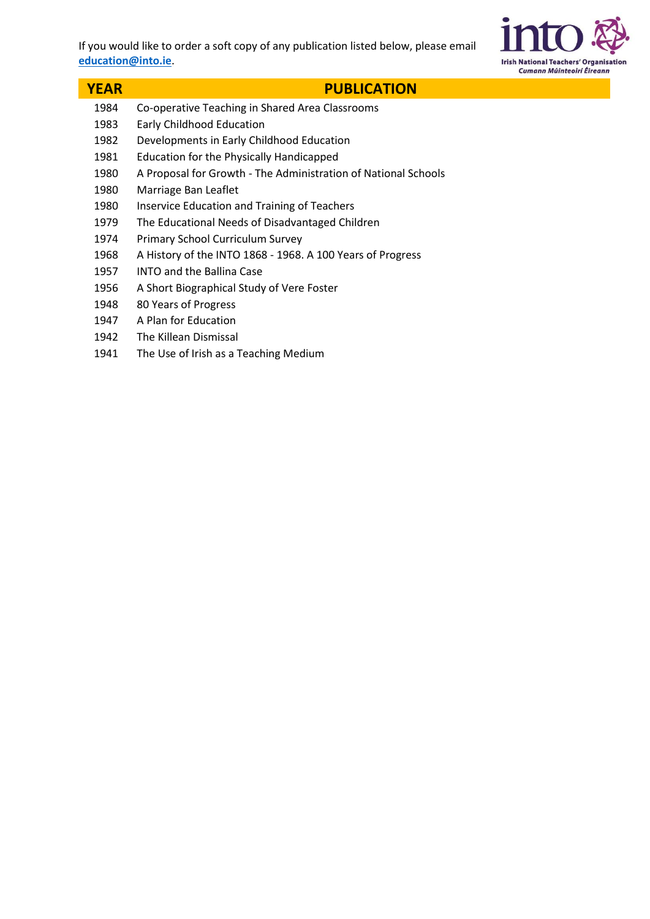If you would like to order a soft copy of any publication listed below, please email **education@into.ie**.

Irish National Teachers' Organisation
*Cumann Múinteoirí Éireann*

| YEAR | PUBLICATION |
|---|---|
| 1984 | Co-operative Teaching in Shared Area Classrooms |
| 1983 | Early Childhood Education |
| 1982 | Developments in Early Childhood Education |
| 1981 | Education for the Physically Handicapped |
| 1980 | A Proposal for Growth - The Administration of National Schools |
| 1980 | Marriage Ban Leaflet |
| 1980 | Inservice Education and Training of Teachers |
| 1979 | The Educational Needs of Disadvantaged Children |
| 1974 | Primary School Curriculum Survey |
| 1968 | A History of the INTO 1868 - 1968. A 100 Years of Progress |
| 1957 | INTO and the Ballina Case |
| 1956 | A Short Biographical Study of Vere Foster |
| 1948 | 80 Years of Progress |
| 1947 | A Plan for Education |
| 1942 | The Killean Dismissal |
| 1941 | The Use of Irish as a Teaching Medium |